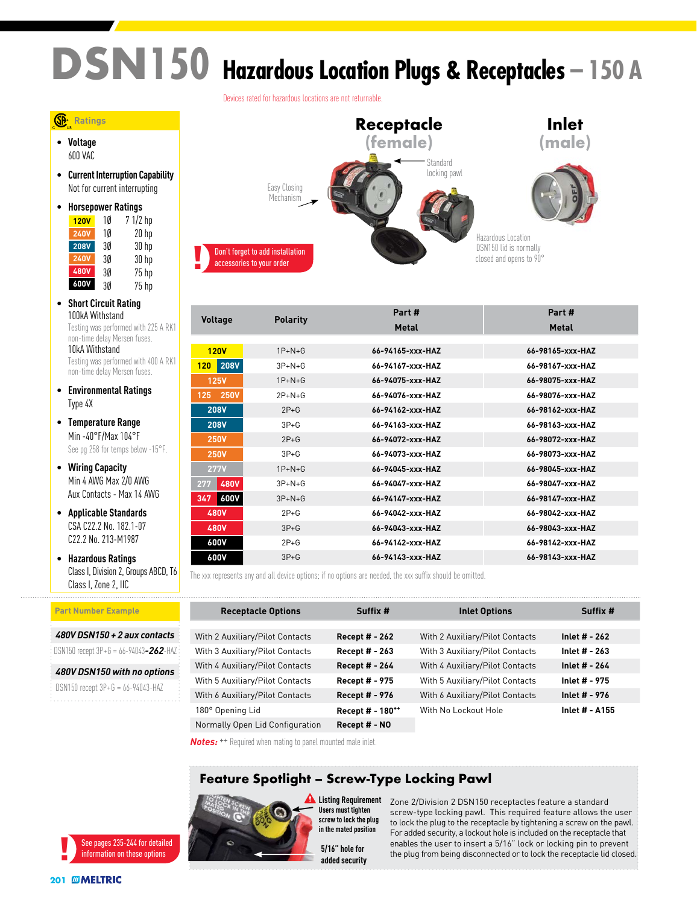# DSN150 Hazardous Location Plugs & Receptacles – 150 A

Devices rated for hazardous locations are not returnable.

## Ratings

- **Voltage**
  600 VAC
- **Current Interruption Capability**
  Not for current interrupting
- **Horsepower Ratings**

| | | |
|---|---|---|
| 120V | 1Ø | 7 1/2 hp |
| 240V | 1Ø | 20 hp |
| 208V | 3Ø | 30 hp |
| 240V | 3Ø | 30 hp |
| 480V | 3Ø | 75 hp |
| 600V | 3Ø | 75 hp |

- **Short Circuit Rating**
  100kA Withstand
  Testing was performed with 225 A RK1 non-time delay Mersen fuses.
  10kA Withstand
  Testing was performed with 400 A RK1 non-time delay Mersen fuses.
- **Environmental Ratings**
  Type 4X
- **Temperature Range**
  Min -40°F/Max 104°F
  See pg 258 for temps below -15°F.
- **Wiring Capacity**
  Min 4 AWG Max 2/0 AWG
  Aux Contacts - Max 14 AWG
- **Applicable Standards**
  CSA C22.2 No. 182.1-07
  C22.2 No. 213-M1987
- **Hazardous Ratings**
  Class I, Division 2, Groups ABCD, T6
  Class I, Zone 2, IIC

**Receptacle (female)** — Easy Closing Mechanism; Standard locking pawl

**Inlet (male)**

Hazardous Location DSN150 lid is normally closed and opens to 90°

Don't forget to add installation accessories to your order

| Voltage | Polarity | Receptacle Part # Metal | Inlet Part # Metal |
|---|---|---|---|
| 120V | 1P+N+G | 66-94165-xxx-HAZ | 66-98165-xxx-HAZ |
| 120 / 208V | 3P+N+G | 66-94167-xxx-HAZ | 66-98167-xxx-HAZ |
| 125V | 1P+N+G | 66-94075-xxx-HAZ | 66-98075-xxx-HAZ |
| 125 / 250V | 2P+N+G | 66-94076-xxx-HAZ | 66-98076-xxx-HAZ |
| 208V | 2P+G | 66-94162-xxx-HAZ | 66-98162-xxx-HAZ |
| 208V | 3P+G | 66-94163-xxx-HAZ | 66-98163-xxx-HAZ |
| 250V | 2P+G | 66-94072-xxx-HAZ | 66-98072-xxx-HAZ |
| 250V | 3P+G | 66-94073-xxx-HAZ | 66-98073-xxx-HAZ |
| 277V | 1P+N+G | 66-94045-xxx-HAZ | 66-98045-xxx-HAZ |
| 277 / 480V | 3P+N+G | 66-94047-xxx-HAZ | 66-98047-xxx-HAZ |
| 347 / 600V | 3P+N+G | 66-94147-xxx-HAZ | 66-98147-xxx-HAZ |
| 480V | 2P+G | 66-94042-xxx-HAZ | 66-98042-xxx-HAZ |
| 480V | 3P+G | 66-94043-xxx-HAZ | 66-98043-xxx-HAZ |
| 600V | 2P+G | 66-94142-xxx-HAZ | 66-98142-xxx-HAZ |
| 600V | 3P+G | 66-94143-xxx-HAZ | 66-98143-xxx-HAZ |

The xxx represents any and all device options; if no options are needed, the xxx suffix should be omitted.

## Part Number Example

***480V DSN150 + 2 aux contacts***
DSN150 recept 3P+G = 66-94043-***262***-HAZ

***480V DSN150 with no options***
DSN150 recept 3P+G = 66-94043-HAZ

| Receptacle Options | Suffix # | Inlet Options | Suffix # |
|---|---|---|---|
| With 2 Auxiliary/Pilot Contacts | Recept # - 262 | With 2 Auxiliary/Pilot Contacts | Inlet # - 262 |
| With 3 Auxiliary/Pilot Contacts | Recept # - 263 | With 3 Auxiliary/Pilot Contacts | Inlet # - 263 |
| With 4 Auxiliary/Pilot Contacts | Recept # - 264 | With 4 Auxiliary/Pilot Contacts | Inlet # - 264 |
| With 5 Auxiliary/Pilot Contacts | Recept # - 975 | With 5 Auxiliary/Pilot Contacts | Inlet # - 975 |
| With 6 Auxiliary/Pilot Contacts | Recept # - 976 | With 6 Auxiliary/Pilot Contacts | Inlet # - 976 |
| 180° Opening Lid | Recept # - 180++ | With No Lockout Hole | Inlet # - A155 |
| Normally Open Lid Configuration | Recept # - NO | | |

***Notes:*** ++ Required when mating to panel mounted male inlet.

See pages 235-244 for detailed information on these options

## Feature Spotlight – Screw-Type Locking Pawl

**Listing Requirement**
Users must tighten screw to lock the plug in the mated position

**5/16" hole for added security**

Zone 2/Division 2 DSN150 receptacles feature a standard screw-type locking pawl. This required feature allows the user to lock the plug to the receptacle by tightening a screw on the pawl. For added security, a lockout hole is included on the receptacle that enables the user to insert a 5/16" lock or locking pin to prevent the plug from being disconnected or to lock the receptacle lid closed.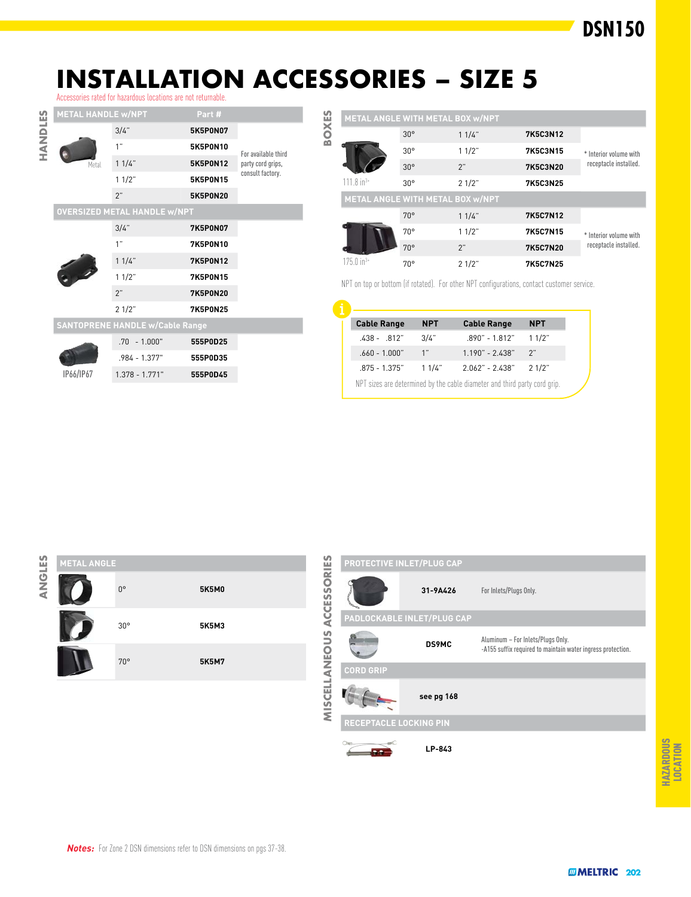# INSTALLATION ACCESSORIES – SIZE 5

Accessories rated for hazardous locations are not returnable.

## HANDLES

| METAL HANDLE w/NPT | | Part # | |
|---|---|---|---|
| Metal | 3/4" | 5K5P0N07 | For available third party cord grips, consult factory. |
| | 1" | 5K5P0N10 | |
| | 1 1/4" | 5K5P0N12 | |
| | 1 1/2" | 5K5P0N15 | |
| | 2" | 5K5P0N20 | |

| OVERSIZED METAL HANDLE w/NPT | |
|---|---|
| 3/4" | 7K5P0N07 |
| 1" | 7K5P0N10 |
| 1 1/4" | 7K5P0N12 |
| 1 1/2" | 7K5P0N15 |
| 2" | 7K5P0N20 |
| 2 1/2" | 7K5P0N25 |

| SANTOPRENE HANDLE w/Cable Range | | |
|---|---|---|
| IP66/IP67 | .70 - 1.000" | 555P0D25 |
| | .984 - 1.377" | 555P0D35 |
| | 1.378 - 1.771" | 555P0D45 |

## BOXES

| METAL ANGLE WITH METAL BOX w/NPT | | | |
|---|---|---|---|
| 111.8 in³* | 30° | 1 1/4" | 7K5C3N12 |
| | 30° | 1 1/2" | 7K5C3N15 |
| | 30° | 2" | 7K5C3N20 |
| | 30° | 2 1/2" | 7K5C3N25 |

\* Interior volume with receptacle installed.

| METAL ANGLE WITH METAL BOX w/NPT | | | |
|---|---|---|---|
| 175.0 in³* | 70° | 1 1/4" | 7K5C7N12 |
| | 70° | 1 1/2" | 7K5C7N15 |
| | 70° | 2" | 7K5C7N20 |
| | 70° | 2 1/2" | 7K5C7N25 |

\* Interior volume with receptacle installed.

NPT on top or bottom (if rotated). For other NPT configurations, contact customer service.

| Cable Range | NPT | Cable Range | NPT |
|---|---|---|---|
| .438 - .812" | 3/4" | .890" - 1.812" | 1 1/2" |
| .660 - 1.000" | 1" | 1.190" - 2.438" | 2" |
| .875 - 1.375" | 1 1/4" | 2.062" - 2.438" | 2 1/2" |

NPT sizes are determined by the cable diameter and third party cord grip.

## ANGLES

| METAL ANGLE | |
|---|---|
| 0° | 5K5M0 |
| 30° | 5K5M3 |
| 70° | 5K5M7 |

## MISCELLANEOUS ACCESSORIES

| PROTECTIVE INLET/PLUG CAP | |
|---|---|
| 31-9A426 | For Inlets/Plugs Only. |

| PADLOCKABLE INLET/PLUG CAP | |
|---|---|
| DS9MC | Aluminum – For Inlets/Plugs Only. -A155 suffix required to maintain water ingress protection. |

**CORD GRIP**

see pg 168

**RECEPTACLE LOCKING PIN**

LP-843

***Notes:*** For Zone 2 DSN dimensions refer to DSN dimensions on pgs 37-38.